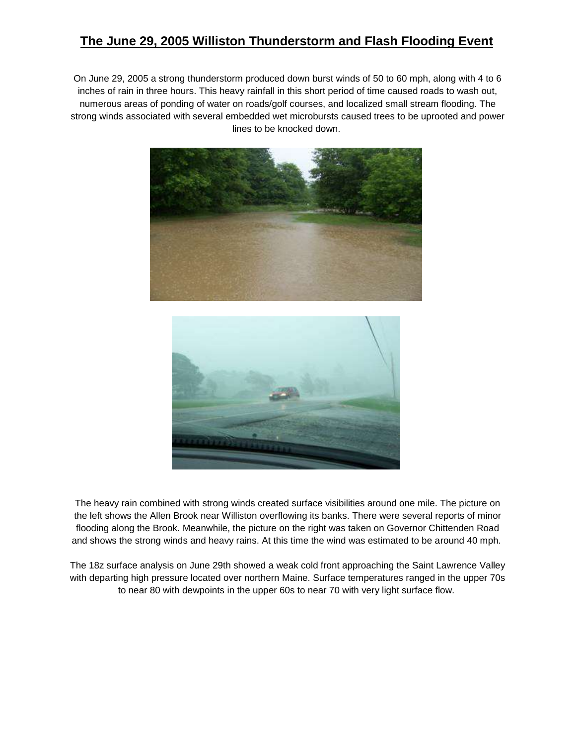# The June 29, 2005 Williston Thunderstorm and Flash Flooding Event

On June 29, 2005 a strong thunderstorm produced down burst winds of 50 to 60 mph, along with 4 to 6 inches of rain in three hours. This heavy rainfall in this short period of time caused roads to wash out, numerous areas of ponding of water on roads/golf courses, and localized small stream flooding. The strong winds associated with several embedded wet microbursts caused trees to be uprooted and power lines to be knocked down.

The heavy rain combined with strong winds created surface visibilities around one mile. The picture on the left shows the Allen Brook near Williston overflowing its banks. There were several reports of minor flooding along the Brook. Meanwhile, the picture on the right was taken on Governor Chittenden Road and shows the strong winds and heavy rains. At this time the wind was estimated to be around 40 mph.

The 18z surface analysis on June 29th showed a weak cold front approaching the Saint Lawrence Valley with departing high pressure located over northern Maine. Surface temperatures ranged in the upper 70s to near 80 with dewpoints in the upper 60s to near 70 with very light surface flow.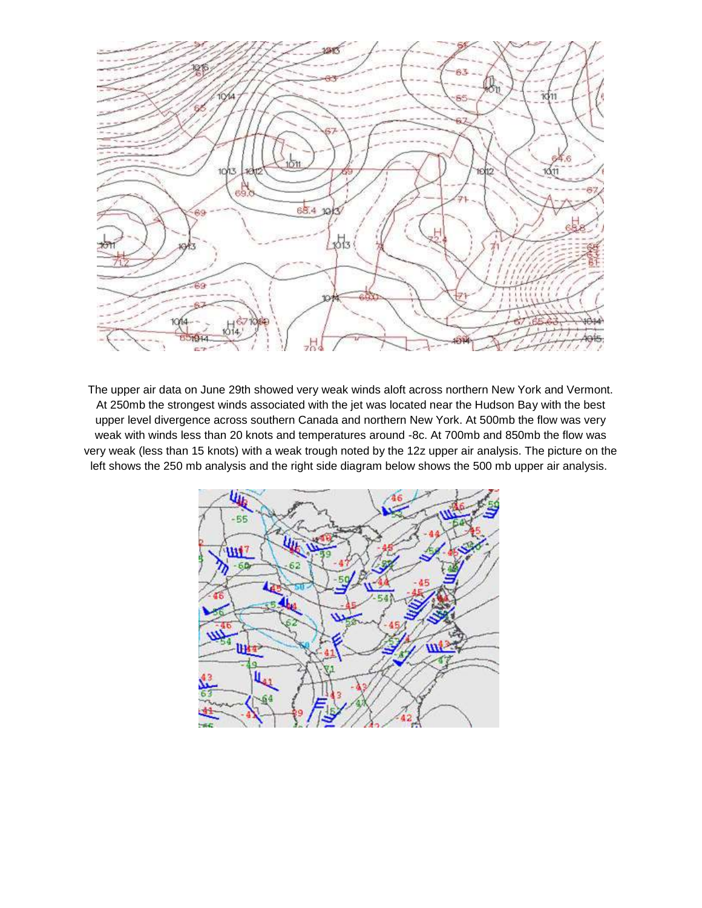The upper air data on June 29th showed very weak winds aloft across northern New York and Vermont. At 250mb the strongest winds associated with the jet was located near the Hudson Bay with the best upper level divergence across southern Canada and northern New York. At 500mb the flow was very weak with winds less than 20 knots and temperatures around -8c. At 700mb and 850mb the flow was very weak (less than 15 knots) with a weak trough noted by the 12z upper air analysis. The picture on the left shows the 250 mb analysis and the right side diagram below shows the 500 mb upper air analysis.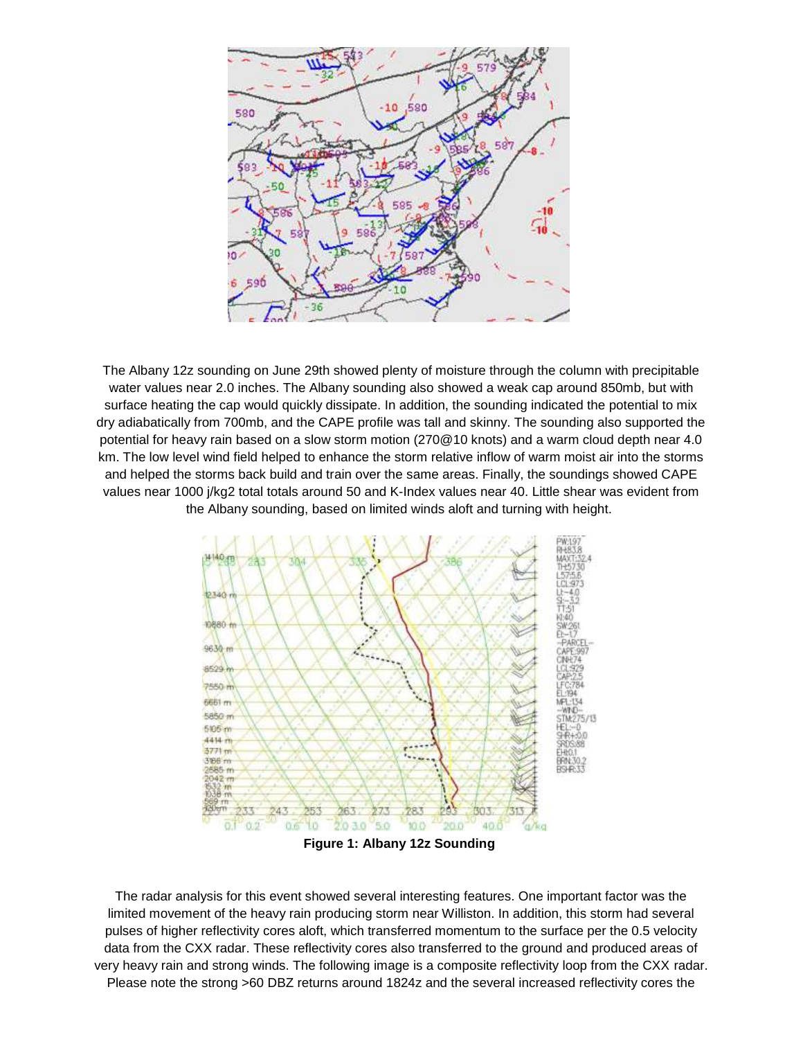The Albany 12z sounding on June 29th showed plenty of moisture through the column with precipitable water values near 2.0 inches. The Albany sounding also showed a weak cap around 850mb, but with surface heating the cap would quickly dissipate. In addition, the sounding indicated the potential to mix dry adiabatically from 700mb, and the CAPE profile was tall and skinny. The sounding also supported the potential for heavy rain based on a slow storm motion (270@10 knots) and a warm cloud depth near 4.0 km. The low level wind field helped to enhance the storm relative inflow of warm moist air into the storms and helped the storms back build and train over the same areas. Finally, the soundings showed CAPE values near 1000 j/kg2 total totals around 50 and K-Index values near 40. Little shear was evident from the Albany sounding, based on limited winds aloft and turning with height.

**Figure 1: Albany 12z Sounding**

The radar analysis for this event showed several interesting features. One important factor was the limited movement of the heavy rain producing storm near Williston. In addition, this storm had several pulses of higher reflectivity cores aloft, which transferred momentum to the surface per the 0.5 velocity data from the CXX radar. These reflectivity cores also transferred to the ground and produced areas of very heavy rain and strong winds. The following image is a composite reflectivity loop from the CXX radar. Please note the strong >60 DBZ returns around 1824z and the several increased reflectivity cores the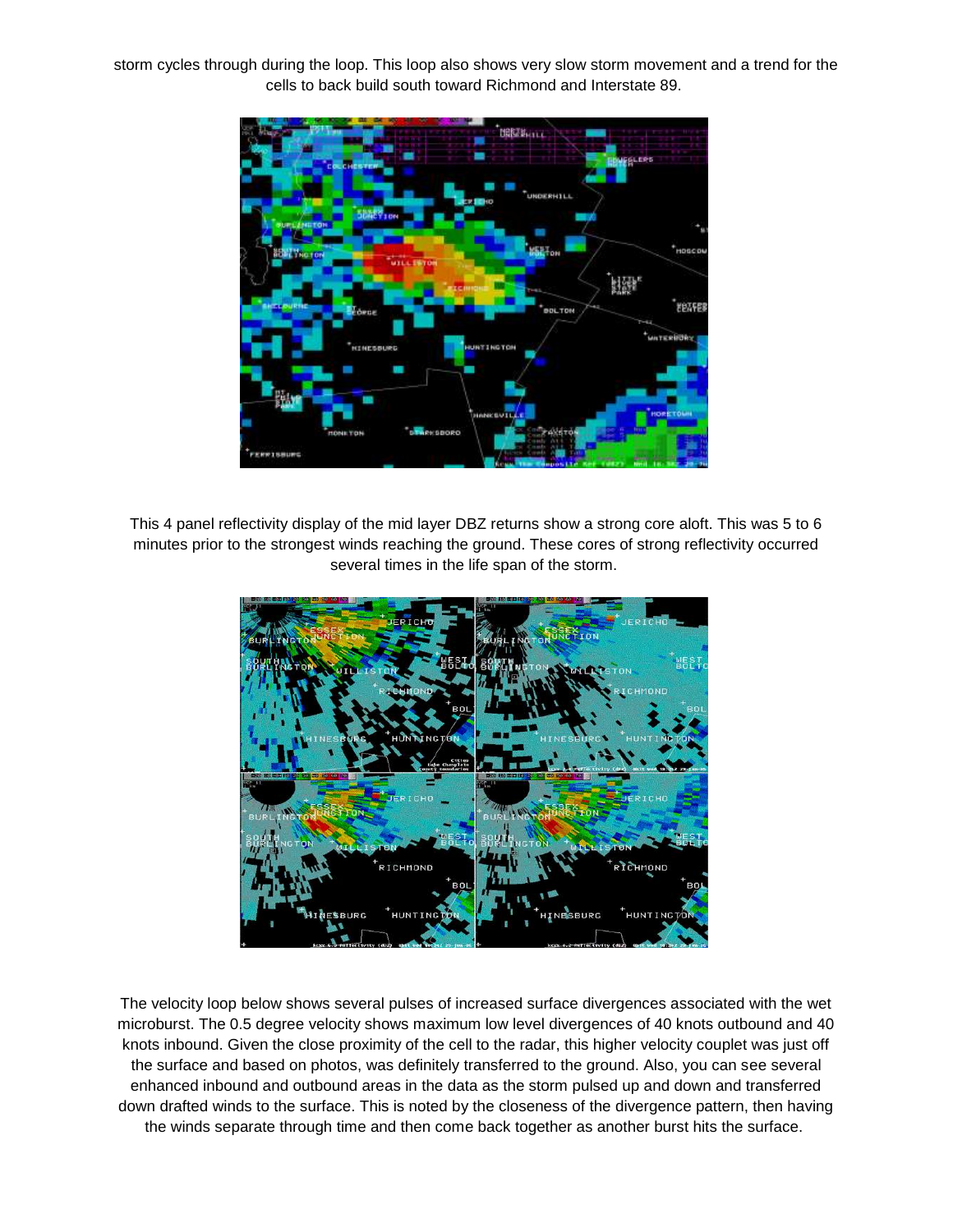storm cycles through during the loop. This loop also shows very slow storm movement and a trend for the cells to back build south toward Richmond and Interstate 89.

This 4 panel reflectivity display of the mid layer DBZ returns show a strong core aloft. This was 5 to 6 minutes prior to the strongest winds reaching the ground. These cores of strong reflectivity occurred several times in the life span of the storm.

The velocity loop below shows several pulses of increased surface divergences associated with the wet microburst. The 0.5 degree velocity shows maximum low level divergences of 40 knots outbound and 40 knots inbound. Given the close proximity of the cell to the radar, this higher velocity couplet was just off the surface and based on photos, was definitely transferred to the ground. Also, you can see several enhanced inbound and outbound areas in the data as the storm pulsed up and down and transferred down drafted winds to the surface. This is noted by the closeness of the divergence pattern, then having the winds separate through time and then come back together as another burst hits the surface.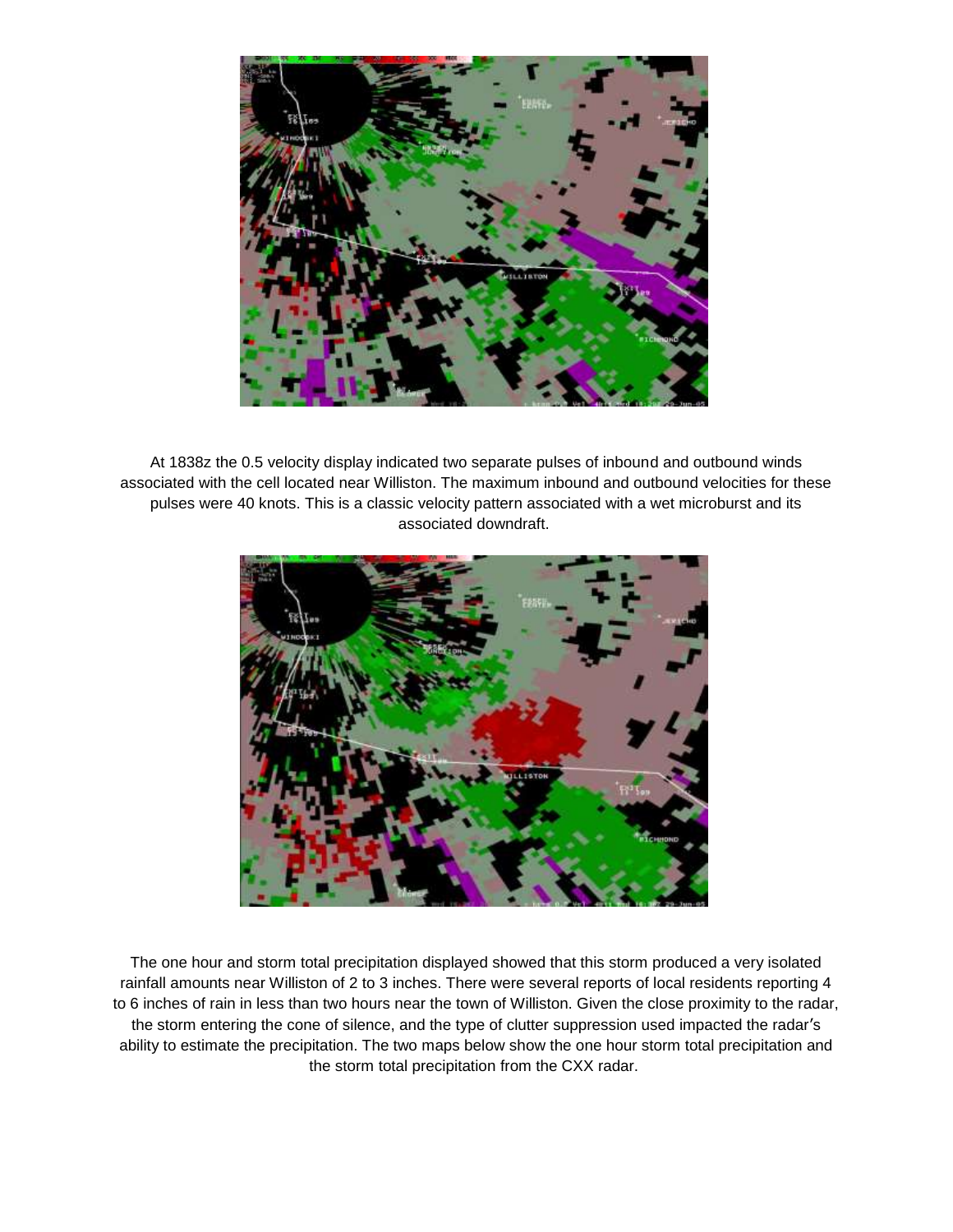At 1838z the 0.5 velocity display indicated two separate pulses of inbound and outbound winds associated with the cell located near Williston. The maximum inbound and outbound velocities for these pulses were 40 knots. This is a classic velocity pattern associated with a wet microburst and its associated downdraft.

The one hour and storm total precipitation displayed showed that this storm produced a very isolated rainfall amounts near Williston of 2 to 3 inches. There were several reports of local residents reporting 4 to 6 inches of rain in less than two hours near the town of Williston. Given the close proximity to the radar, the storm entering the cone of silence, and the type of clutter suppression used impacted the radar's ability to estimate the precipitation. The two maps below show the one hour storm total precipitation and the storm total precipitation from the CXX radar.